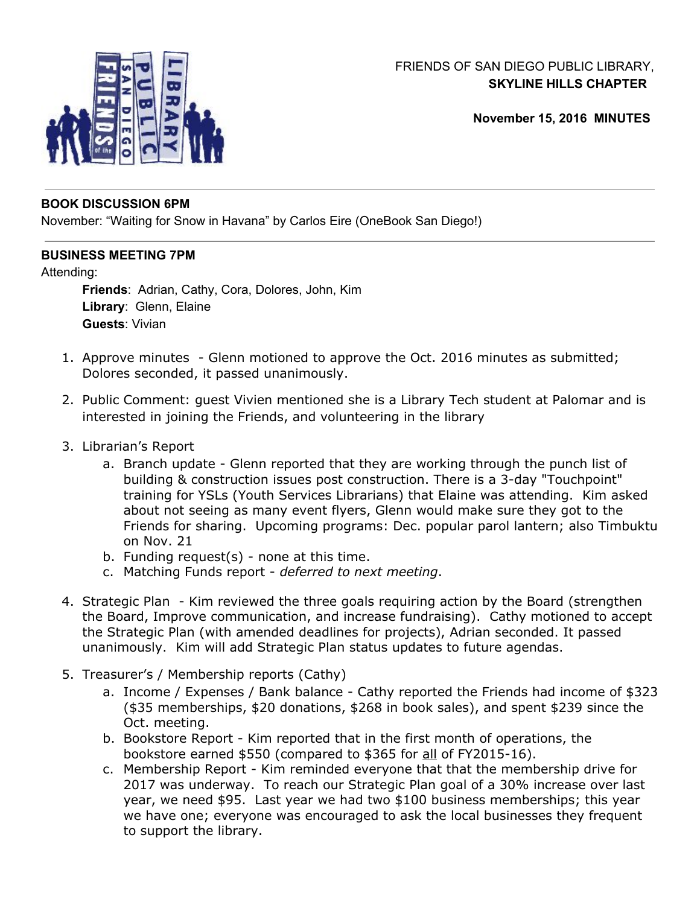FRIENDS OF SAN DIEGO PUBLIC LIBRARY,
**SKYLINE HILLS CHAPTER**

**November 15, 2016 MINUTES**

---

**BOOK DISCUSSION 6PM**

November: "Waiting for Snow in Havana" by Carlos Eire (OneBook San Diego!)

---

**BUSINESS MEETING 7PM**

Attending:

> **Friends**: Adrian, Cathy, Cora, Dolores, John, Kim
> **Library**: Glenn, Elaine
> **Guests**: Vivian

1. Approve minutes - Glenn motioned to approve the Oct. 2016 minutes as submitted; Dolores seconded, it passed unanimously.
2. Public Comment: guest Vivien mentioned she is a Library Tech student at Palomar and is interested in joining the Friends, and volunteering in the library
3. Librarian's Report
   a. Branch update - Glenn reported that they are working through the punch list of building & construction issues post construction. There is a 3-day "Touchpoint" training for YSLs (Youth Services Librarians) that Elaine was attending. Kim asked about not seeing as many event flyers, Glenn would make sure they got to the Friends for sharing. Upcoming programs: Dec. popular parol lantern; also Timbuktu on Nov. 21
   b. Funding request(s) - none at this time.
   c. Matching Funds report - *deferred to next meeting*.
4. Strategic Plan - Kim reviewed the three goals requiring action by the Board (strengthen the Board, Improve communication, and increase fundraising). Cathy motioned to accept the Strategic Plan (with amended deadlines for projects), Adrian seconded. It passed unanimously. Kim will add Strategic Plan status updates to future agendas.
5. Treasurer's / Membership reports (Cathy)
   a. Income / Expenses / Bank balance - Cathy reported the Friends had income of $323 ($35 memberships, $20 donations, $268 in book sales), and spent $239 since the Oct. meeting.
   b. Bookstore Report - Kim reported that in the first month of operations, the bookstore earned $550 (compared to $365 for <u>all</u> of FY2015-16).
   c. Membership Report - Kim reminded everyone that that the membership drive for 2017 was underway. To reach our Strategic Plan goal of a 30% increase over last year, we need $95. Last year we had two $100 business memberships; this year we have one; everyone was encouraged to ask the local businesses they frequent to support the library.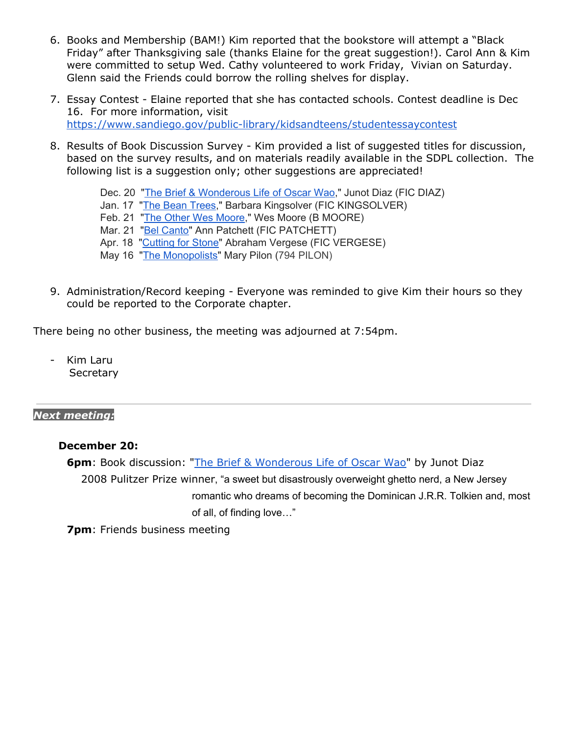6. Books and Membership (BAM!) Kim reported that the bookstore will attempt a "Black Friday" after Thanksgiving sale (thanks Elaine for the great suggestion!). Carol Ann & Kim were committed to setup Wed. Cathy volunteered to work Friday, Vivian on Saturday. Glenn said the Friends could borrow the rolling shelves for display.

7. Essay Contest - Elaine reported that she has contacted schools. Contest deadline is Dec 16. For more information, visit https://www.sandiego.gov/public-library/kidsandteens/studentessaycontest

8. Results of Book Discussion Survey - Kim provided a list of suggested titles for discussion, based on the survey results, and on materials readily available in the SDPL collection. The following list is a suggestion only; other suggestions are appreciated!

   Dec. 20 "The Brief & Wonderous Life of Oscar Wao," Junot Diaz (FIC DIAZ)
   Jan. 17 "The Bean Trees," Barbara Kingsolver (FIC KINGSOLVER)
   Feb. 21 "The Other Wes Moore," Wes Moore (B MOORE)
   Mar. 21 "Bel Canto" Ann Patchett (FIC PATCHETT)
   Apr. 18 "Cutting for Stone" Abraham Vergese (FIC VERGESE)
   May 16 "The Monopolists" Mary Pilon (794 PILON)

9. Administration/Record keeping - Everyone was reminded to give Kim their hours so they could be reported to the Corporate chapter.

There being no other business, the meeting was adjourned at 7:54pm.

- Kim Laru
  Secretary

---

***Next meeting:***

**December 20:**

**6pm**: Book discussion: "The Brief & Wonderous Life of Oscar Wao" by Junot Diaz
2008 Pulitzer Prize winner, "a sweet but disastrously overweight ghetto nerd, a New Jersey romantic who dreams of becoming the Dominican J.R.R. Tolkien and, most of all, of finding love…"

**7pm**: Friends business meeting